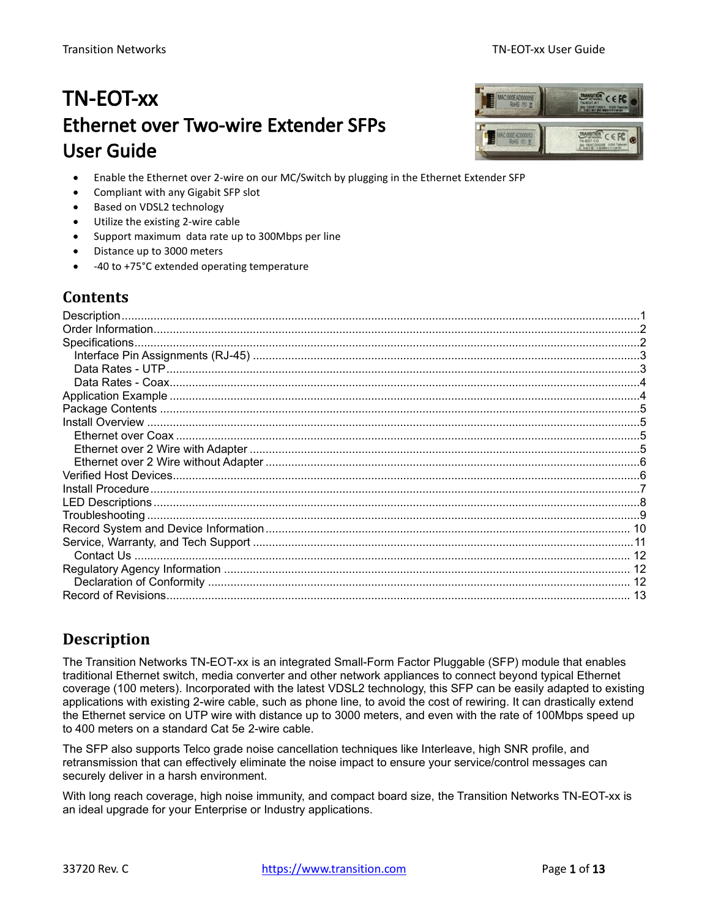# TN-EOT-xx

## Ethernet over Two-wire Extender SFPs

## User Guide

- Enable the Ethernet over 2-wire on our MC/Switch by plugging in the Ethernet Extender SFP
- Compliant with any Gigabit SFP slot
- Based on VDSL2 technology
- Utilize the existing 2-wire cable
- Support maximum data rate up to 300Mbps per line
- Distance up to 3000 meters
- -40 to +75°C extended operating temperature

## Contents

Description ........ 1
Order Information ........ 2
Specifications ........ 2
  Interface Pin Assignments (RJ-45) ........ 3
  Data Rates - UTP ........ 3
  Data Rates - Coax ........ 4
Application Example ........ 4
Package Contents ........ 5
Install Overview ........ 5
  Ethernet over Coax ........ 5
  Ethernet over 2 Wire with Adapter ........ 5
  Ethernet over 2 Wire without Adapter ........ 6
Verified Host Devices ........ 6
Install Procedure ........ 7
LED Descriptions ........ 8
Troubleshooting ........ 9
Record System and Device Information ........ 10
Service, Warranty, and Tech Support ........ 11
  Contact Us ........ 12
Regulatory Agency Information ........ 12
  Declaration of Conformity ........ 12
Record of Revisions ........ 13

## Description

The Transition Networks TN-EOT-xx is an integrated Small-Form Factor Pluggable (SFP) module that enables traditional Ethernet switch, media converter and other network appliances to connect beyond typical Ethernet coverage (100 meters). Incorporated with the latest VDSL2 technology, this SFP can be easily adapted to existing applications with existing 2-wire cable, such as phone line, to avoid the cost of rewiring. It can drastically extend the Ethernet service on UTP wire with distance up to 3000 meters, and even with the rate of 100Mbps speed up to 400 meters on a standard Cat 5e 2-wire cable.

The SFP also supports Telco grade noise cancellation techniques like Interleave, high SNR profile, and retransmission that can effectively eliminate the noise impact to ensure your service/control messages can securely deliver in a harsh environment.

With long reach coverage, high noise immunity, and compact board size, the Transition Networks TN-EOT-xx is an ideal upgrade for your Enterprise or Industry applications.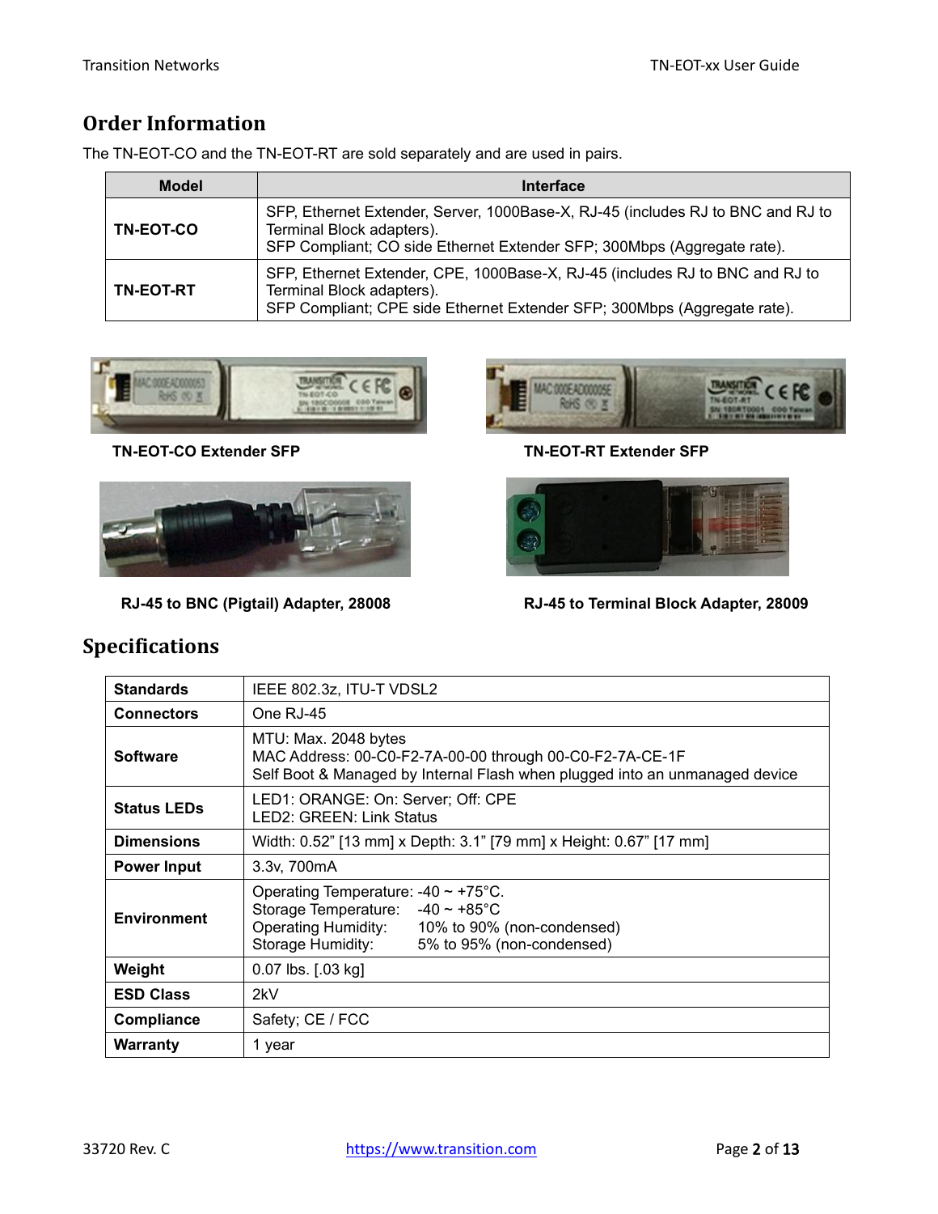## Order Information

The TN-EOT-CO and the TN-EOT-RT are sold separately and are used in pairs.

| Model | Interface |
|---|---|
| **TN-EOT-CO** | SFP, Ethernet Extender, Server, 1000Base-X, RJ-45 (includes RJ to BNC and RJ to Terminal Block adapters).<br>SFP Compliant; CO side Ethernet Extender SFP; 300Mbps (Aggregate rate). |
| **TN-EOT-RT** | SFP, Ethernet Extender, CPE, 1000Base-X, RJ-45 (includes RJ to BNC and RJ to Terminal Block adapters).<br>SFP Compliant; CPE side Ethernet Extender SFP; 300Mbps (Aggregate rate). |

**TN-EOT-CO Extender SFP**

**TN-EOT-RT Extender SFP**

**RJ-45 to BNC (Pigtail) Adapter, 28008**

**RJ-45 to Terminal Block Adapter, 28009**

## Specifications

| | |
|---|---|
| **Standards** | IEEE 802.3z, ITU-T VDSL2 |
| **Connectors** | One RJ-45 |
| **Software** | MTU: Max. 2048 bytes<br>MAC Address: 00-C0-F2-7A-00-00 through 00-C0-F2-7A-CE-1F<br>Self Boot & Managed by Internal Flash when plugged into an unmanaged device |
| **Status LEDs** | LED1: ORANGE: On: Server; Off: CPE<br>LED2: GREEN: Link Status |
| **Dimensions** | Width: 0.52” [13 mm] x Depth: 3.1” [79 mm] x Height: 0.67” [17 mm] |
| **Power Input** | 3.3v, 700mA |
| **Environment** | Operating Temperature: -40 ~ +75°C.<br>Storage Temperature: -40 ~ +85°C<br>Operating Humidity: 10% to 90% (non-condensed)<br>Storage Humidity: 5% to 95% (non-condensed) |
| **Weight** | 0.07 lbs. [.03 kg] |
| **ESD Class** | 2kV |
| **Compliance** | Safety; CE / FCC |
| **Warranty** | 1 year |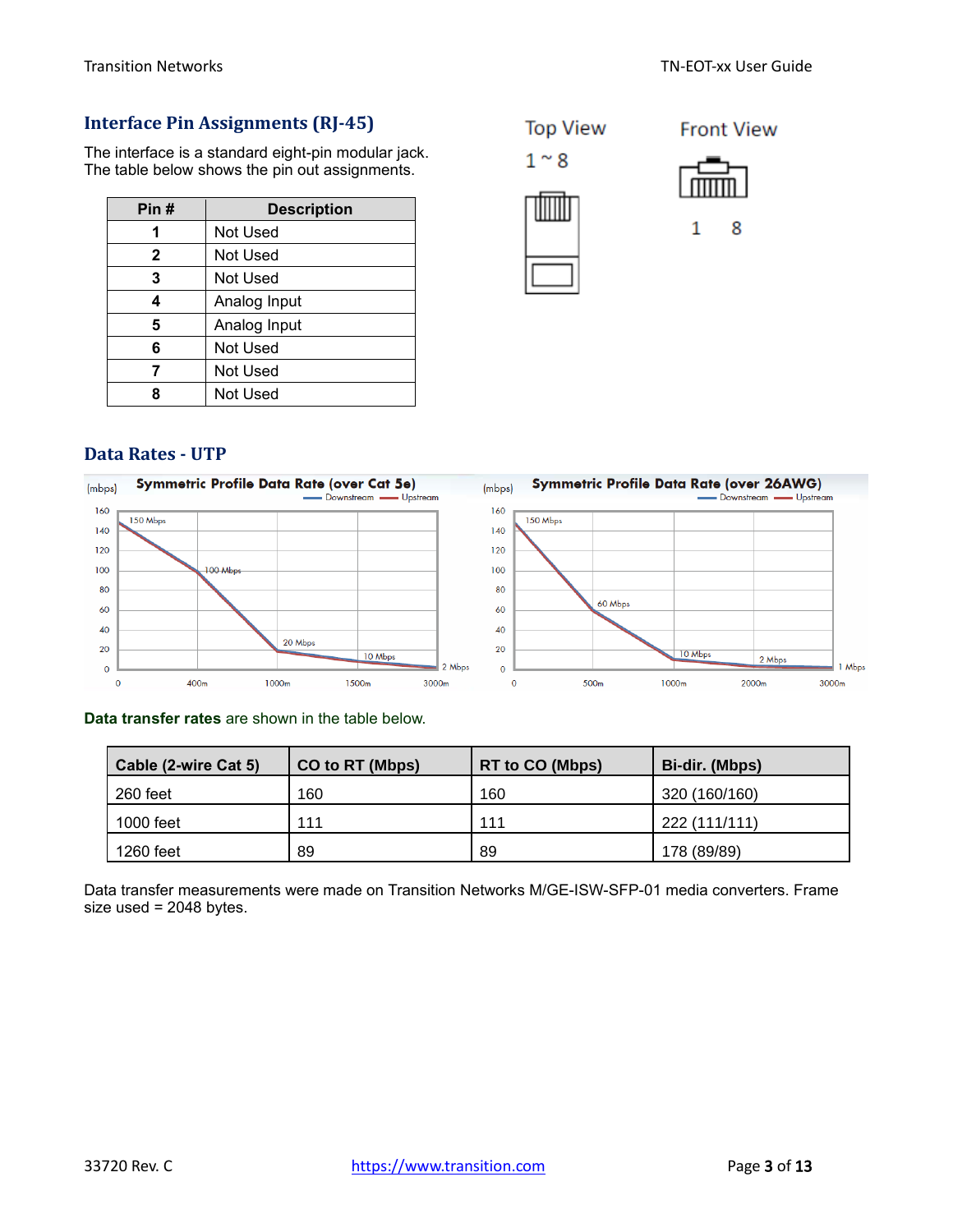## Interface Pin Assignments (RJ-45)

The interface is a standard eight-pin modular jack.
The table below shows the pin out assignments.

| Pin # | Description |
|---|---|
| 1 | Not Used |
| 2 | Not Used |
| 3 | Not Used |
| 4 | Analog Input |
| 5 | Analog Input |
| 6 | Not Used |
| 7 | Not Used |
| 8 | Not Used |

Top View

1 ~ 8

Front View

1 8

## Data Rates - UTP

**Data transfer rates** are shown in the table below.

| Cable (2-wire Cat 5) | CO to RT (Mbps) | RT to CO (Mbps) | Bi-dir. (Mbps) |
|---|---|---|---|
| 260 feet | 160 | 160 | 320 (160/160) |
| 1000 feet | 111 | 111 | 222 (111/111) |
| 1260 feet | 89 | 89 | 178 (89/89) |

Data transfer measurements were made on Transition Networks M/GE-ISW-SFP-01 media converters. Frame size used = 2048 bytes.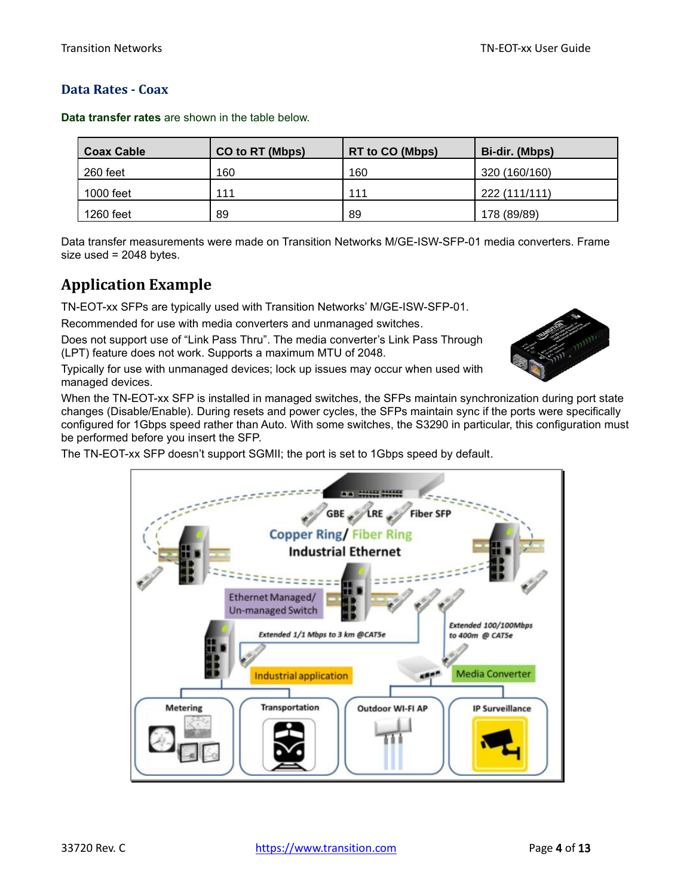## Data Rates - Coax

**Data transfer rates** are shown in the table below.

| Coax Cable | CO to RT (Mbps) | RT to CO (Mbps) | Bi-dir. (Mbps) |
| --- | --- | --- | --- |
| 260 feet | 160 | 160 | 320 (160/160) |
| 1000 feet | 111 | 111 | 222 (111/111) |
| 1260 feet | 89 | 89 | 178 (89/89) |

Data transfer measurements were made on Transition Networks M/GE-ISW-SFP-01 media converters. Frame size used = 2048 bytes.

## Application Example

TN-EOT-xx SFPs are typically used with Transition Networks' M/GE-ISW-SFP-01.

Recommended for use with media converters and unmanaged switches.

Does not support use of "Link Pass Thru". The media converter's Link Pass Through (LPT) feature does not work. Supports a maximum MTU of 2048.

Typically for use with unmanaged devices; lock up issues may occur when used with managed devices.

When the TN-EOT-xx SFP is installed in managed switches, the SFPs maintain synchronization during port state changes (Disable/Enable). During resets and power cycles, the SFPs maintain sync if the ports were specifically configured for 1Gbps speed rather than Auto. With some switches, the S3290 in particular, this configuration must be performed before you insert the SFP.

The TN-EOT-xx SFP doesn't support SGMII; the port is set to 1Gbps speed by default.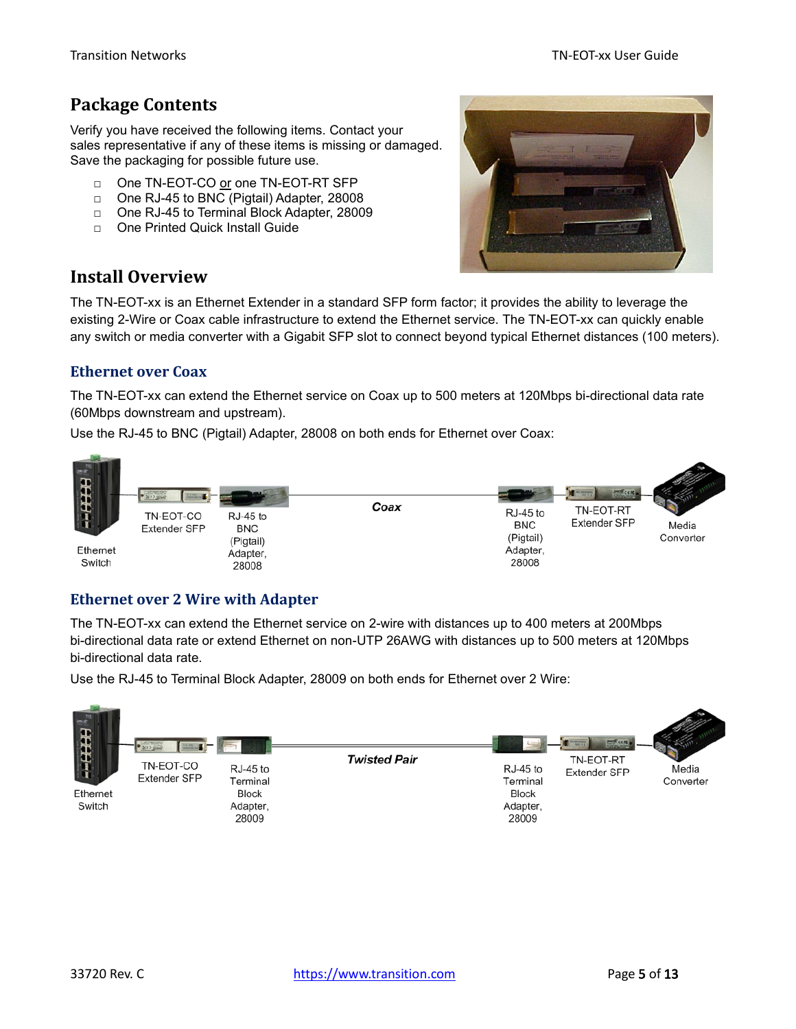## Package Contents

Verify you have received the following items. Contact your sales representative if any of these items is missing or damaged. Save the packaging for possible future use.

- One TN-EOT-CO or one TN-EOT-RT SFP
- One RJ-45 to BNC (Pigtail) Adapter, 28008
- One RJ-45 to Terminal Block Adapter, 28009
- One Printed Quick Install Guide

## Install Overview

The TN-EOT-xx is an Ethernet Extender in a standard SFP form factor; it provides the ability to leverage the existing 2-Wire or Coax cable infrastructure to extend the Ethernet service. The TN-EOT-xx can quickly enable any switch or media converter with a Gigabit SFP slot to connect beyond typical Ethernet distances (100 meters).

### Ethernet over Coax

The TN-EOT-xx can extend the Ethernet service on Coax up to 500 meters at 120Mbps bi-directional data rate (60Mbps downstream and upstream).

Use the RJ-45 to BNC (Pigtail) Adapter, 28008 on both ends for Ethernet over Coax:

Ethernet Switch — TN-EOT-CO Extender SFP — RJ-45 to BNC (Pigtail) Adapter, 28008 — **Coax** — RJ-45 to BNC (Pigtail) Adapter, 28008 — TN-EOT-RT Extender SFP — Media Converter

### Ethernet over 2 Wire with Adapter

The TN-EOT-xx can extend the Ethernet service on 2-wire with distances up to 400 meters at 200Mbps bi-directional data rate or extend Ethernet on non-UTP 26AWG with distances up to 500 meters at 120Mbps bi-directional data rate.

Use the RJ-45 to Terminal Block Adapter, 28009 on both ends for Ethernet over 2 Wire:

Ethernet Switch — TN-EOT-CO Extender SFP — RJ-45 to Terminal Block Adapter, 28009 — **Twisted Pair** — RJ-45 to Terminal Block Adapter, 28009 — TN-EOT-RT Extender SFP — Media Converter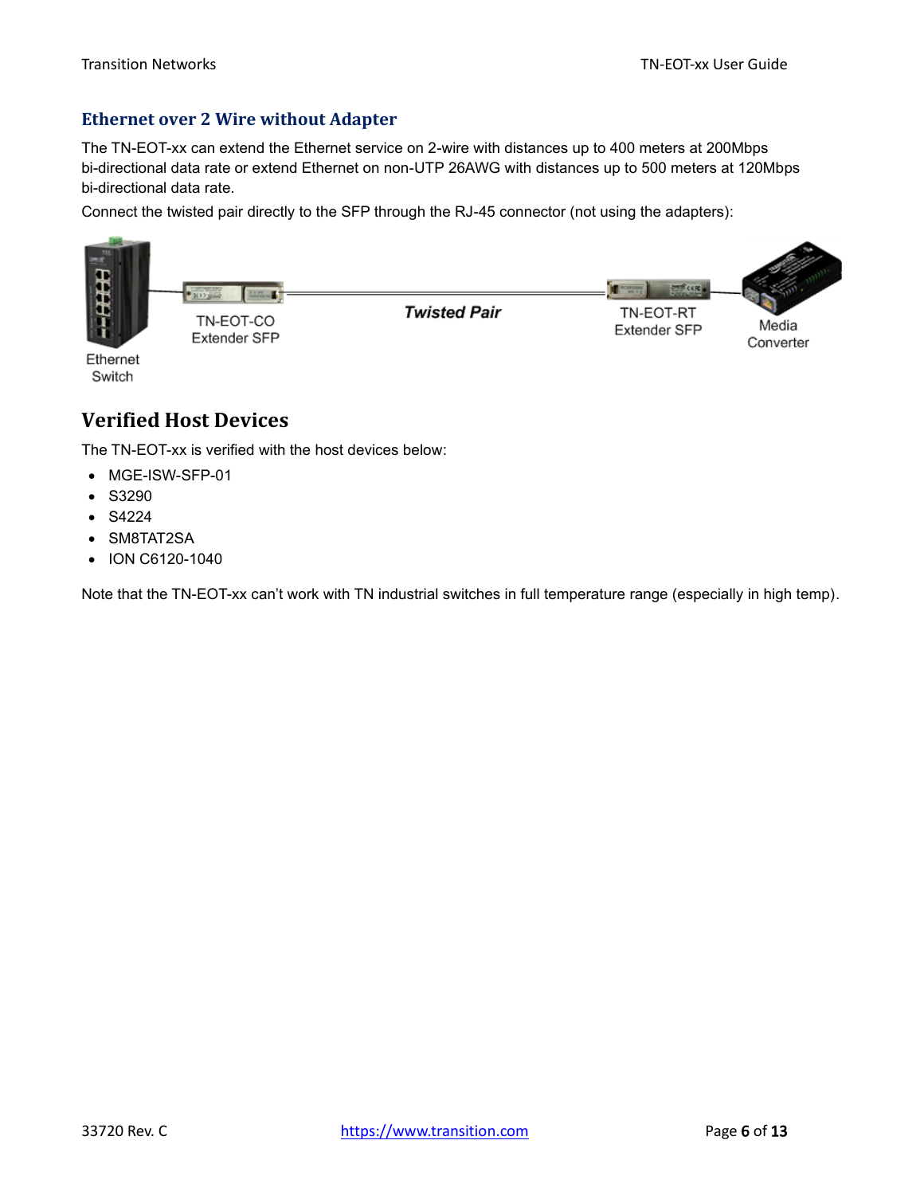## Ethernet over 2 Wire without Adapter

The TN-EOT-xx can extend the Ethernet service on 2-wire with distances up to 400 meters at 200Mbps bi-directional data rate or extend Ethernet on non-UTP 26AWG with distances up to 500 meters at 120Mbps bi-directional data rate.

Connect the twisted pair directly to the SFP through the RJ-45 connector (not using the adapters):

Ethernet Switch — TN-EOT-CO Extender SFP — *Twisted Pair* — TN-EOT-RT Extender SFP — Media Converter

# Verified Host Devices

The TN-EOT-xx is verified with the host devices below:

- MGE-ISW-SFP-01
- S3290
- S4224
- SM8TAT2SA
- ION C6120-1040

Note that the TN-EOT-xx can't work with TN industrial switches in full temperature range (especially in high temp).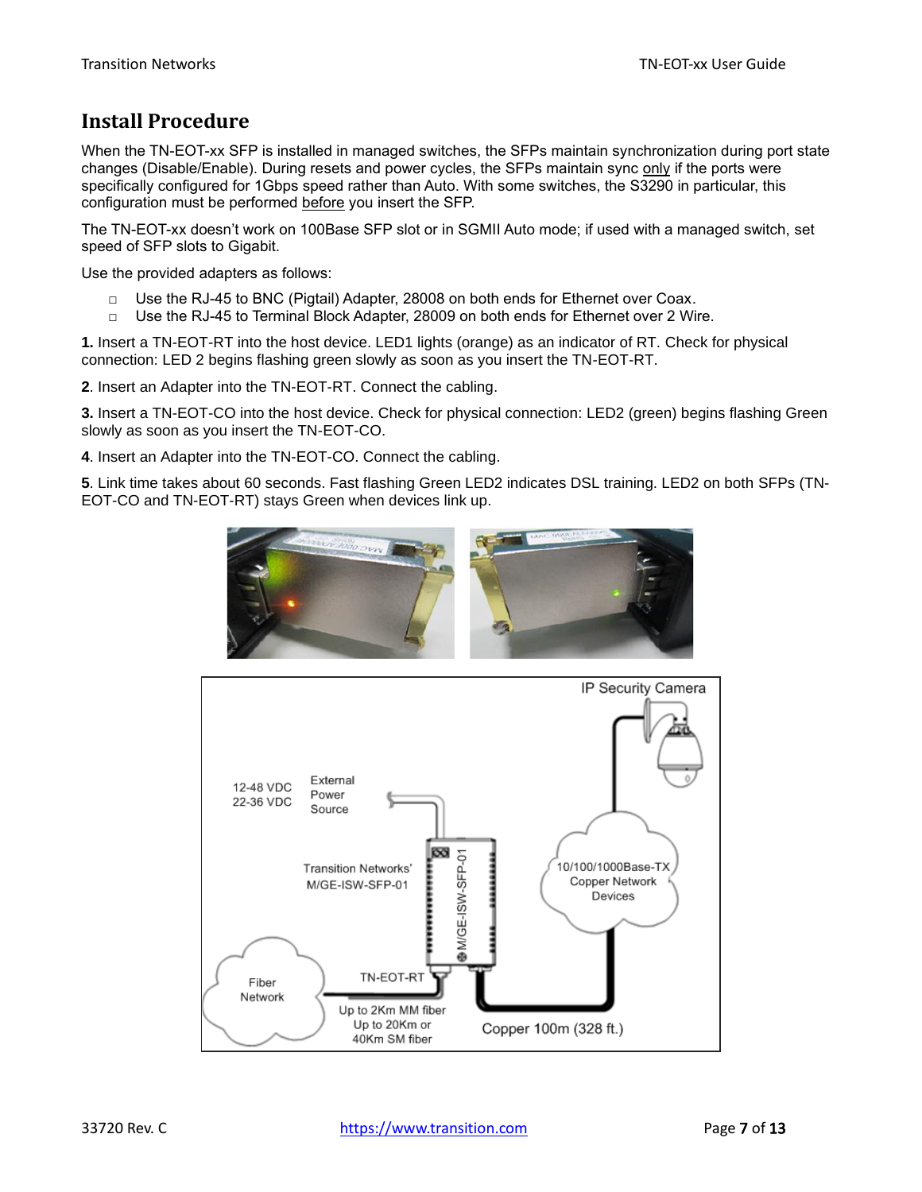## Install Procedure

When the TN-EOT-xx SFP is installed in managed switches, the SFPs maintain synchronization during port state changes (Disable/Enable). During resets and power cycles, the SFPs maintain sync only if the ports were specifically configured for 1Gbps speed rather than Auto. With some switches, the S3290 in particular, this configuration must be performed before you insert the SFP.

The TN-EOT-xx doesn't work on 100Base SFP slot or in SGMII Auto mode; if used with a managed switch, set speed of SFP slots to Gigabit.

Use the provided adapters as follows:

- Use the RJ-45 to BNC (Pigtail) Adapter, 28008 on both ends for Ethernet over Coax.
- Use the RJ-45 to Terminal Block Adapter, 28009 on both ends for Ethernet over 2 Wire.

**1.** Insert a TN-EOT-RT into the host device. LED1 lights (orange) as an indicator of RT. Check for physical connection: LED 2 begins flashing green slowly as soon as you insert the TN-EOT-RT.

**2**. Insert an Adapter into the TN-EOT-RT. Connect the cabling.

**3.** Insert a TN-EOT-CO into the host device. Check for physical connection: LED2 (green) begins flashing Green slowly as soon as you insert the TN-EOT-CO.

**4**. Insert an Adapter into the TN-EOT-CO. Connect the cabling.

**5**. Link time takes about 60 seconds. Fast flashing Green LED2 indicates DSL training. LED2 on both SFPs (TN-EOT-CO and TN-EOT-RT) stays Green when devices link up.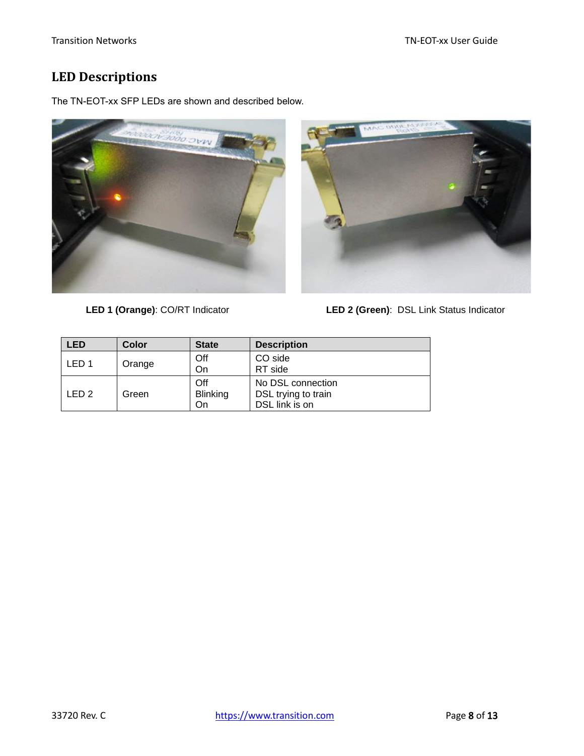## LED Descriptions

The TN-EOT-xx SFP LEDs are shown and described below.

**LED 1 (Orange)**: CO/RT Indicator

**LED 2 (Green)**: DSL Link Status Indicator

| LED | Color | State | Description |
|---|---|---|---|
| LED 1 | Orange | Off<br>On | CO side<br>RT side |
| LED 2 | Green | Off<br>Blinking<br>On | No DSL connection<br>DSL trying to train<br>DSL link is on |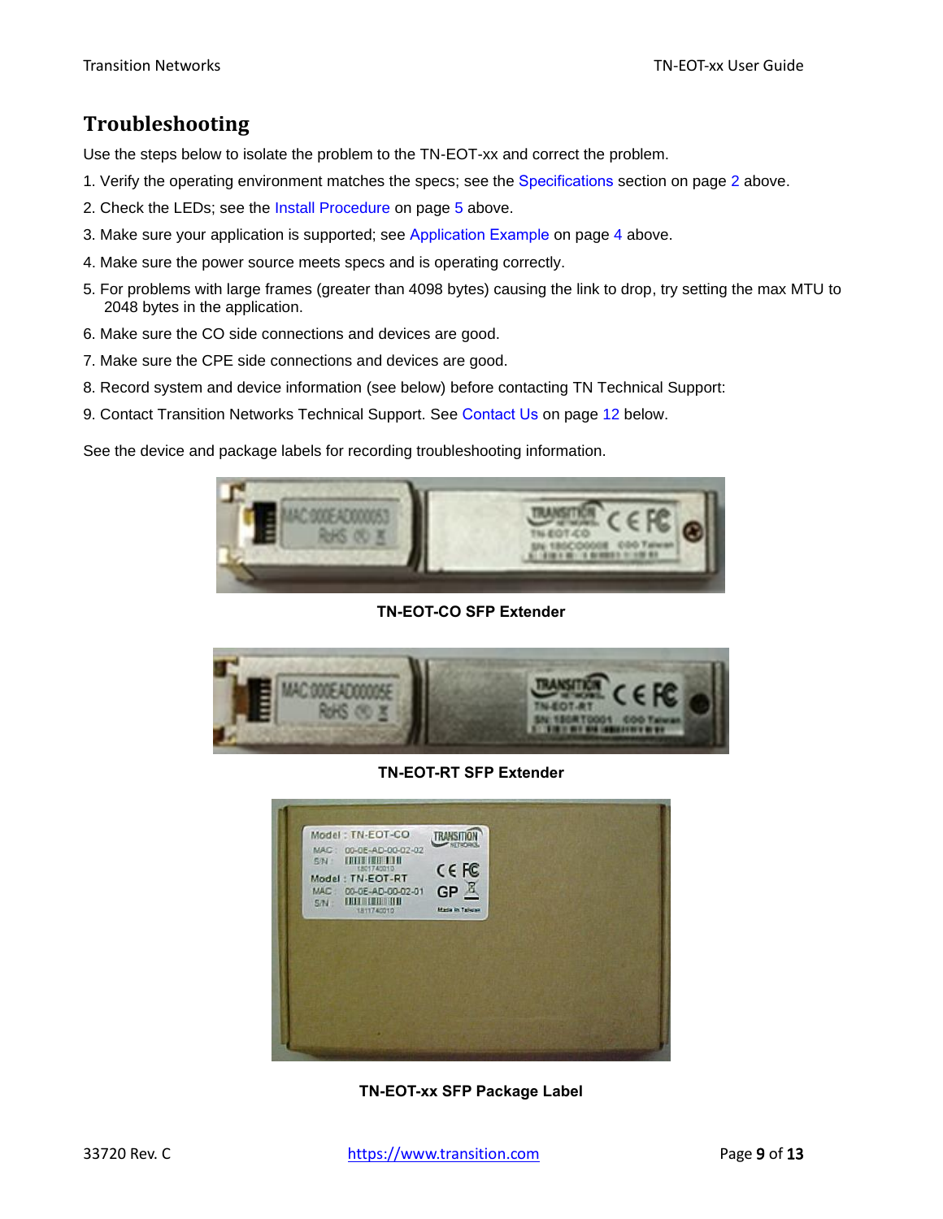# Troubleshooting

Use the steps below to isolate the problem to the TN-EOT-xx and correct the problem.

1. Verify the operating environment matches the specs; see the Specifications section on page 2 above.
2. Check the LEDs; see the Install Procedure on page 5 above.
3. Make sure your application is supported; see Application Example on page 4 above.
4. Make sure the power source meets specs and is operating correctly.
5. For problems with large frames (greater than 4098 bytes) causing the link to drop, try setting the max MTU to 2048 bytes in the application.
6. Make sure the CO side connections and devices are good.
7. Make sure the CPE side connections and devices are good.
8. Record system and device information (see below) before contacting TN Technical Support:
9. Contact Transition Networks Technical Support. See Contact Us on page 12 below.

See the device and package labels for recording troubleshooting information.

**TN-EOT-CO SFP Extender**

**TN-EOT-RT SFP Extender**

**TN-EOT-xx SFP Package Label**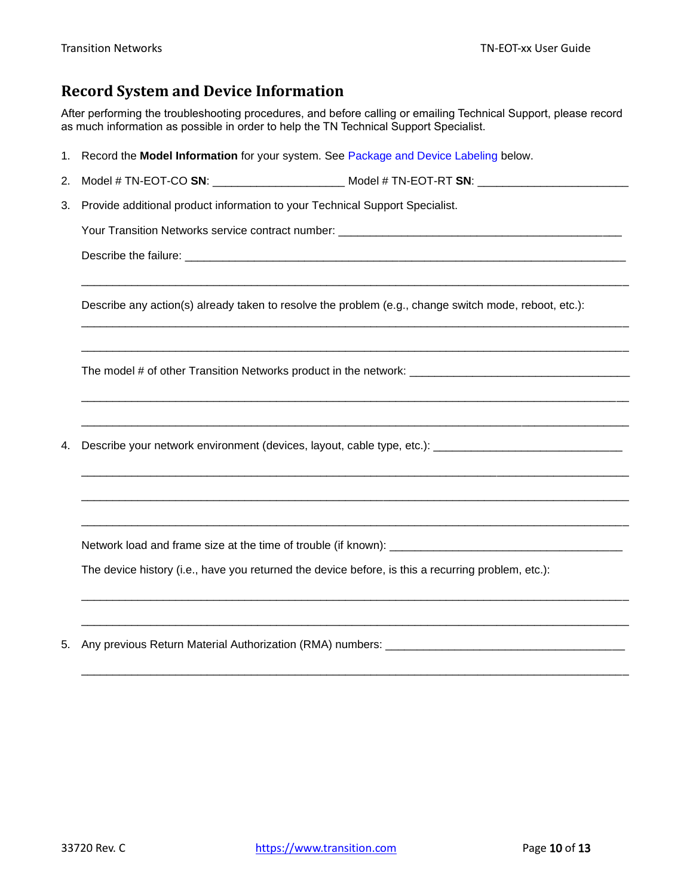## Record System and Device Information

After performing the troubleshooting procedures, and before calling or emailing Technical Support, please record as much information as possible in order to help the TN Technical Support Specialist.

1. Record the **Model Information** for your system. See Package and Device Labeling below.
2. Model # TN-EOT-CO **SN**: ____________________ Model # TN-EOT-RT **SN**: ______________________
3. Provide additional product information to your Technical Support Specialist.

   Your Transition Networks service contract number: ___________________________________________

   Describe the failure: ____________________________________________________________________

   __________________________________________________________________________________

   Describe any action(s) already taken to resolve the problem (e.g., change switch mode, reboot, etc.):

   __________________________________________________________________________________

   __________________________________________________________________________________

   The model # of other Transition Networks product in the network: _________________________________

   __________________________________________________________________________________

   __________________________________________________________________________________

4. Describe your network environment (devices, layout, cable type, etc.): _____________________________

   __________________________________________________________________________________

   __________________________________________________________________________________

   __________________________________________________________________________________

   Network load and frame size at the time of trouble (if known): ____________________________________

   The device history (i.e., have you returned the device before, is this a recurring problem, etc.):

   __________________________________________________________________________________

   __________________________________________________________________________________

5. Any previous Return Material Authorization (RMA) numbers: ____________________________________

   __________________________________________________________________________________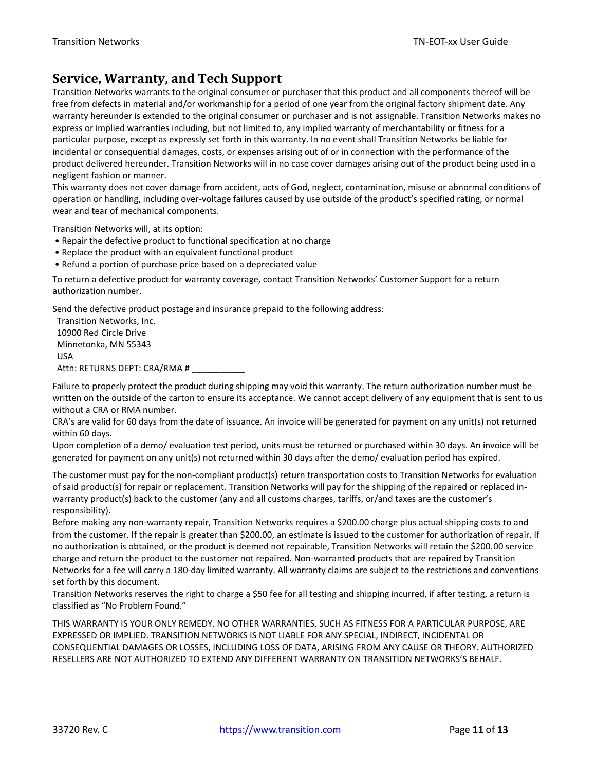## Service, Warranty, and Tech Support

Transition Networks warrants to the original consumer or purchaser that this product and all components thereof will be free from defects in material and/or workmanship for a period of one year from the original factory shipment date. Any warranty hereunder is extended to the original consumer or purchaser and is not assignable. Transition Networks makes no express or implied warranties including, but not limited to, any implied warranty of merchantability or fitness for a particular purpose, except as expressly set forth in this warranty. In no event shall Transition Networks be liable for incidental or consequential damages, costs, or expenses arising out of or in connection with the performance of the product delivered hereunder. Transition Networks will in no case cover damages arising out of the product being used in a negligent fashion or manner.

This warranty does not cover damage from accident, acts of God, neglect, contamination, misuse or abnormal conditions of operation or handling, including over-voltage failures caused by use outside of the product's specified rating, or normal wear and tear of mechanical components.

Transition Networks will, at its option:

- Repair the defective product to functional specification at no charge
- Replace the product with an equivalent functional product
- Refund a portion of purchase price based on a depreciated value

To return a defective product for warranty coverage, contact Transition Networks' Customer Support for a return authorization number.

Send the defective product postage and insurance prepaid to the following address:

Transition Networks, Inc.
10900 Red Circle Drive
Minnetonka, MN 55343
USA
Attn: RETURNS DEPT: CRA/RMA # ___________

Failure to properly protect the product during shipping may void this warranty. The return authorization number must be written on the outside of the carton to ensure its acceptance. We cannot accept delivery of any equipment that is sent to us without a CRA or RMA number.

CRA's are valid for 60 days from the date of issuance. An invoice will be generated for payment on any unit(s) not returned within 60 days.

Upon completion of a demo/ evaluation test period, units must be returned or purchased within 30 days. An invoice will be generated for payment on any unit(s) not returned within 30 days after the demo/ evaluation period has expired.

The customer must pay for the non-compliant product(s) return transportation costs to Transition Networks for evaluation of said product(s) for repair or replacement. Transition Networks will pay for the shipping of the repaired or replaced in-warranty product(s) back to the customer (any and all customs charges, tariffs, or/and taxes are the customer's responsibility).

Before making any non-warranty repair, Transition Networks requires a $200.00 charge plus actual shipping costs to and from the customer. If the repair is greater than $200.00, an estimate is issued to the customer for authorization of repair. If no authorization is obtained, or the product is deemed not repairable, Transition Networks will retain the $200.00 service charge and return the product to the customer not repaired. Non-warranted products that are repaired by Transition Networks for a fee will carry a 180-day limited warranty. All warranty claims are subject to the restrictions and conventions set forth by this document.

Transition Networks reserves the right to charge a $50 fee for all testing and shipping incurred, if after testing, a return is classified as "No Problem Found."

THIS WARRANTY IS YOUR ONLY REMEDY. NO OTHER WARRANTIES, SUCH AS FITNESS FOR A PARTICULAR PURPOSE, ARE EXPRESSED OR IMPLIED. TRANSITION NETWORKS IS NOT LIABLE FOR ANY SPECIAL, INDIRECT, INCIDENTAL OR CONSEQUENTIAL DAMAGES OR LOSSES, INCLUDING LOSS OF DATA, ARISING FROM ANY CAUSE OR THEORY. AUTHORIZED RESELLERS ARE NOT AUTHORIZED TO EXTEND ANY DIFFERENT WARRANTY ON TRANSITION NETWORKS'S BEHALF.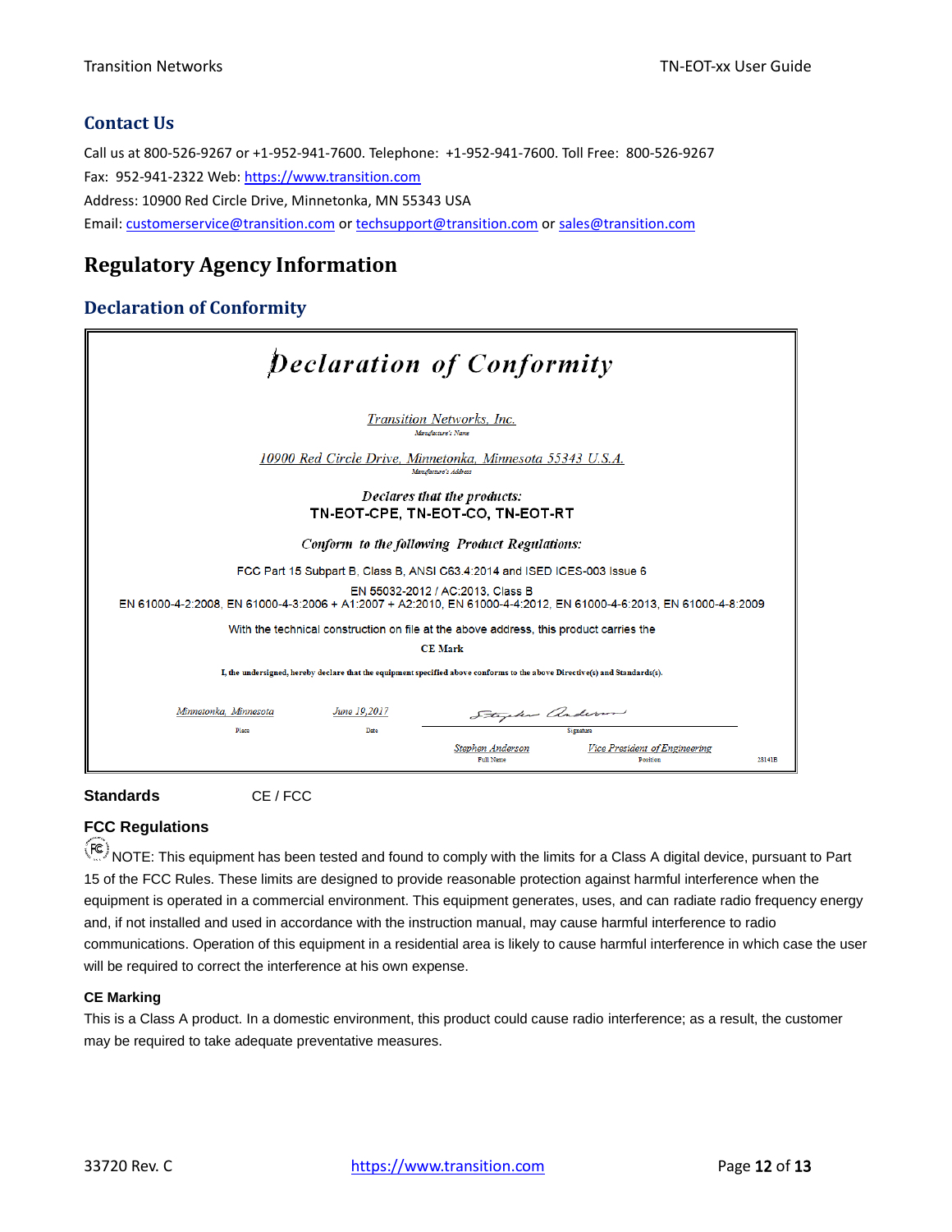## Contact Us

Call us at 800-526-9267 or +1-952-941-7600. Telephone: +1-952-941-7600. Toll Free: 800-526-9267

Fax: 952-941-2322 Web: https://www.transition.com

Address: 10900 Red Circle Drive, Minnetonka, MN 55343 USA

Email: customerservice@transition.com or techsupport@transition.com or sales@transition.com

# Regulatory Agency Information

## Declaration of Conformity

**Declaration of Conformity**

*Transition Networks, Inc.*
Manufacturer's Name

*10900 Red Circle Drive, Minnetonka, Minnesota 55343 U.S.A.*
Manufacturer's Address

*Declares that the products:*
**TN-EOT-CPE, TN-EOT-CO, TN-EOT-RT**

*Conform to the following Product Regulations:*

FCC Part 15 Subpart B, Class B, ANSI C63.4:2014 and ISED ICES-003 Issue 6

EN 55032-2012 / AC:2013, Class B
EN 61000-4-2:2008, EN 61000-4-3:2006 + A1:2007 + A2:2010, EN 61000-4-4:2012, EN 61000-4-6:2013, EN 61000-4-8:2009

With the technical construction on file at the above address, this product carries the

**CE Mark**

**I, the undersigned, hereby declare that the equipment specified above conforms to the above Directive(s) and Standards(s).**

| *Minnetonka, Minnesota* | *June 19,2017* | Stephen Anderson (signature) |
|---|---|---|
| Place | Date | Signature |

*Stephen Anderson* — Full Name
*Vice President of Engineering* — Position

28141B

**Standards** CE / FCC

**FCC Regulations**

NOTE: This equipment has been tested and found to comply with the limits for a Class A digital device, pursuant to Part 15 of the FCC Rules. These limits are designed to provide reasonable protection against harmful interference when the equipment is operated in a commercial environment. This equipment generates, uses, and can radiate radio frequency energy and, if not installed and used in accordance with the instruction manual, may cause harmful interference to radio communications. Operation of this equipment in a residential area is likely to cause harmful interference in which case the user will be required to correct the interference at his own expense.

**CE Marking**

This is a Class A product. In a domestic environment, this product could cause radio interference; as a result, the customer may be required to take adequate preventative measures.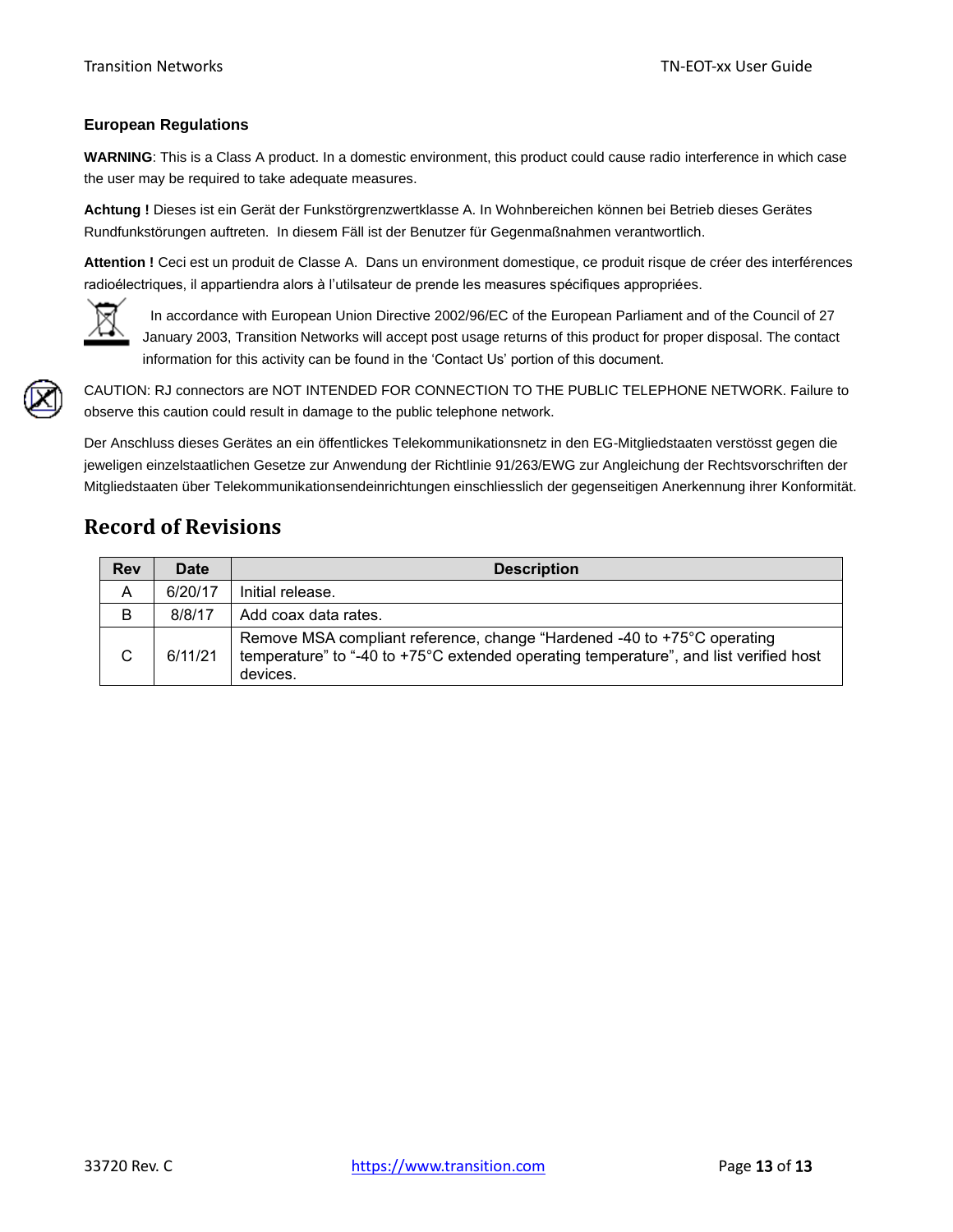**European Regulations**

**WARNING**: This is a Class A product. In a domestic environment, this product could cause radio interference in which case the user may be required to take adequate measures.

**Achtung !** Dieses ist ein Gerät der Funkstörgrenzwertklasse A. In Wohnbereichen können bei Betrieb dieses Gerätes Rundfunkstörungen auftreten. In diesem Fäll ist der Benutzer für Gegenmaßnahmen verantwortlich.

**Attention !** Ceci est un produit de Classe A. Dans un environment domestique, ce produit risque de créer des interférences radioélectriques, il appartiendra alors à l'utilsateur de prende les measures spécifiques appropriées.

In accordance with European Union Directive 2002/96/EC of the European Parliament and of the Council of 27 January 2003, Transition Networks will accept post usage returns of this product for proper disposal. The contact information for this activity can be found in the 'Contact Us' portion of this document.

CAUTION: RJ connectors are NOT INTENDED FOR CONNECTION TO THE PUBLIC TELEPHONE NETWORK. Failure to observe this caution could result in damage to the public telephone network.

Der Anschluss dieses Gerätes an ein öffentlickes Telekommunikationsnetz in den EG-Mitgliedstaaten verstösst gegen die jeweligen einzelstaatlichen Gesetze zur Anwendung der Richtlinie 91/263/EWG zur Angleichung der Rechtsvorschriften der Mitgliedstaaten über Telekommunikationsendeinrichtungen einschliesslich der gegenseitigen Anerkennung ihrer Konformität.

## Record of Revisions

| Rev | Date | Description |
|---|---|---|
| A | 6/20/17 | Initial release. |
| B | 8/8/17 | Add coax data rates. |
| C | 6/11/21 | Remove MSA compliant reference, change "Hardened -40 to +75°C operating temperature" to "-40 to +75°C extended operating temperature", and list verified host devices. |